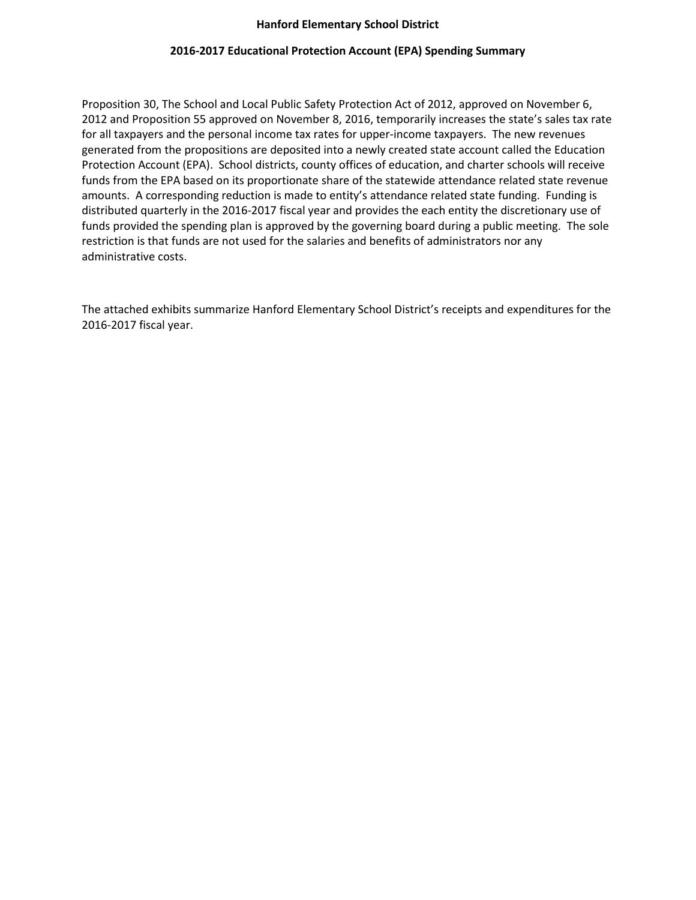# Hanford Elementary School District

## 2016-2017 Educational Protection Account (EPA) Spending Summary

Proposition 30, The School and Local Public Safety Protection Act of 2012, approved on November 6, 2012 and Proposition 55 approved on November 8, 2016, temporarily increases the state's sales tax rate for all taxpayers and the personal income tax rates for upper-income taxpayers. The new revenues generated from the propositions are deposited into a newly created state account called the Education Protection Account (EPA). School districts, county offices of education, and charter schools will receive funds from the EPA based on its proportionate share of the statewide attendance related state revenue amounts. A corresponding reduction is made to entity's attendance related state funding. Funding is distributed quarterly in the 2016-2017 fiscal year and provides the each entity the discretionary use of funds provided the spending plan is approved by the governing board during a public meeting. The sole restriction is that funds are not used for the salaries and benefits of administrators nor any administrative costs.

The attached exhibits summarize Hanford Elementary School District's receipts and expenditures for the 2016-2017 fiscal year.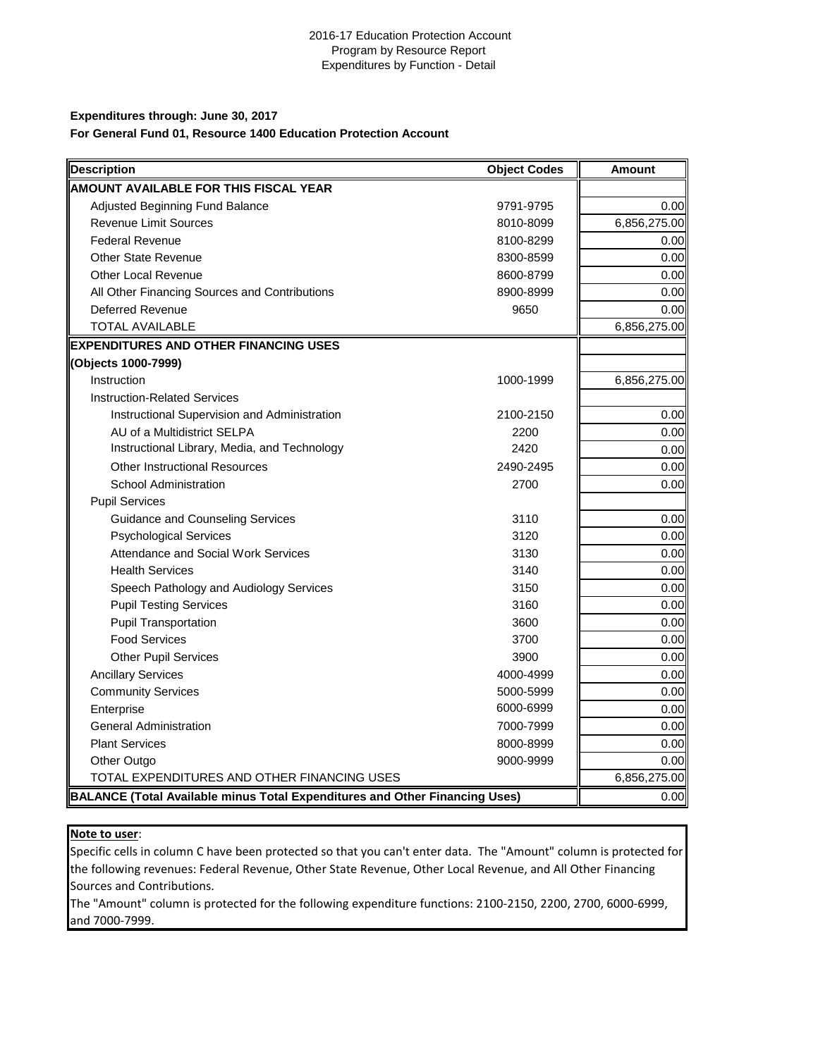2016-17 Education Protection Account
Program by Resource Report
Expenditures by Function - Detail

**Expenditures through: June 30, 2017**

**For General Fund 01, Resource 1400 Education Protection Account**

| Description | Object Codes | Amount |
|---|---|---|
| **AMOUNT AVAILABLE FOR THIS FISCAL YEAR** | | |
| Adjusted Beginning Fund Balance | 9791-9795 | 0.00 |
| Revenue Limit Sources | 8010-8099 | 6,856,275.00 |
| Federal Revenue | 8100-8299 | 0.00 |
| Other State Revenue | 8300-8599 | 0.00 |
| Other Local Revenue | 8600-8799 | 0.00 |
| All Other Financing Sources and Contributions | 8900-8999 | 0.00 |
| Deferred Revenue | 9650 | 0.00 |
| TOTAL AVAILABLE | | 6,856,275.00 |
| **EXPENDITURES AND OTHER FINANCING USES** | | |
| **(Objects 1000-7999)** | | |
| Instruction | 1000-1999 | 6,856,275.00 |
| Instruction-Related Services | | |
| Instructional Supervision and Administration | 2100-2150 | 0.00 |
| AU of a Multidistrict SELPA | 2200 | 0.00 |
| Instructional Library, Media, and Technology | 2420 | 0.00 |
| Other Instructional Resources | 2490-2495 | 0.00 |
| School Administration | 2700 | 0.00 |
| Pupil Services | | |
| Guidance and Counseling Services | 3110 | 0.00 |
| Psychological Services | 3120 | 0.00 |
| Attendance and Social Work Services | 3130 | 0.00 |
| Health Services | 3140 | 0.00 |
| Speech Pathology and Audiology Services | 3150 | 0.00 |
| Pupil Testing Services | 3160 | 0.00 |
| Pupil Transportation | 3600 | 0.00 |
| Food Services | 3700 | 0.00 |
| Other Pupil Services | 3900 | 0.00 |
| Ancillary Services | 4000-4999 | 0.00 |
| Community Services | 5000-5999 | 0.00 |
| Enterprise | 6000-6999 | 0.00 |
| General Administration | 7000-7999 | 0.00 |
| Plant Services | 8000-8999 | 0.00 |
| Other Outgo | 9000-9999 | 0.00 |
| TOTAL EXPENDITURES AND OTHER FINANCING USES | | 6,856,275.00 |
| **BALANCE (Total Available minus Total Expenditures and Other Financing Uses)** | | 0.00 |

**Note to user**:
Specific cells in column C have been protected so that you can't enter data. The "Amount" column is protected for the following revenues: Federal Revenue, Other State Revenue, Other Local Revenue, and All Other Financing Sources and Contributions.
The "Amount" column is protected for the following expenditure functions: 2100-2150, 2200, 2700, 6000-6999, and 7000-7999.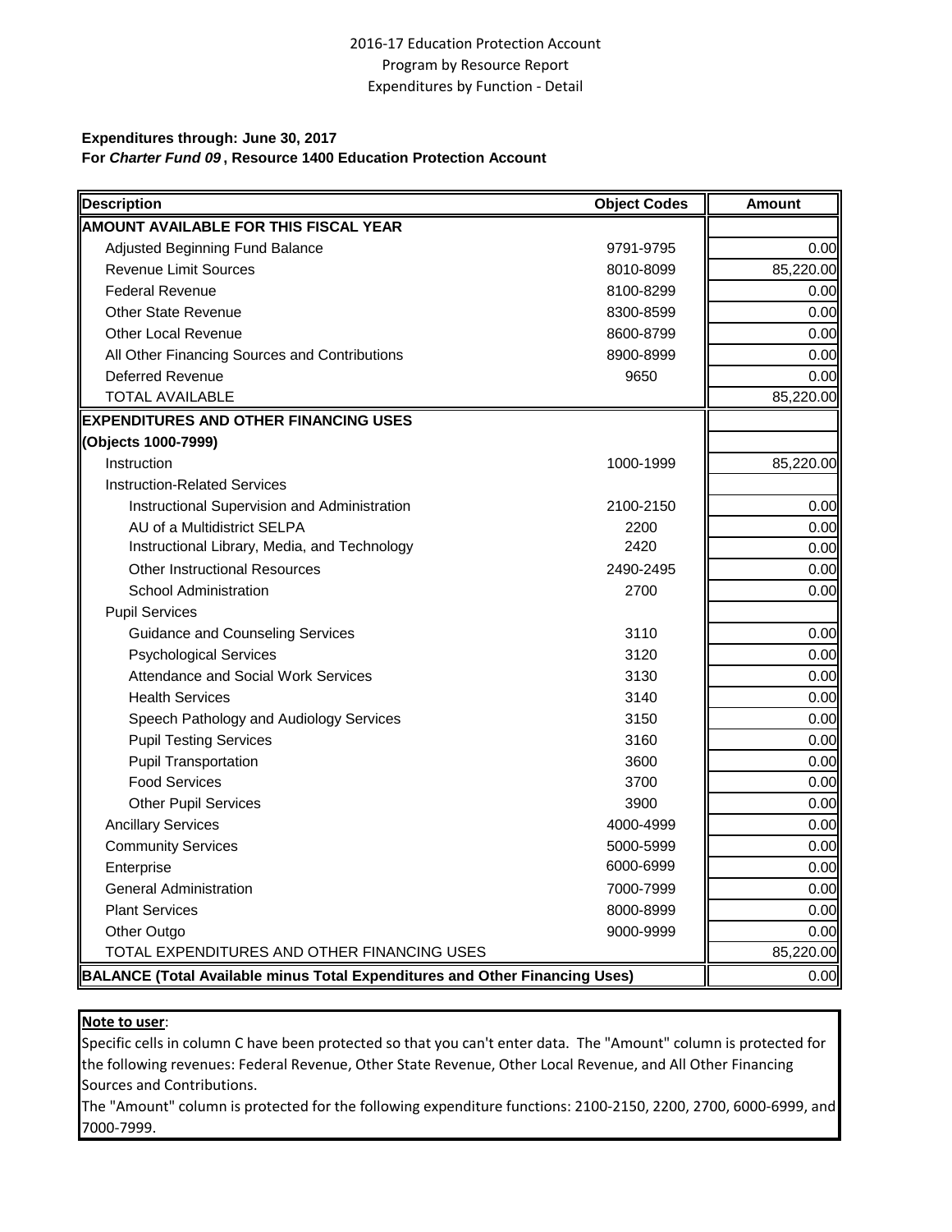2016-17 Education Protection Account
Program by Resource Report
Expenditures by Function - Detail

**Expenditures through: June 30, 2017**
**For *Charter Fund 09*, Resource 1400 Education Protection Account**

| Description | Object Codes | Amount |
|---|---|---|
| **AMOUNT AVAILABLE FOR THIS FISCAL YEAR** | | |
| Adjusted Beginning Fund Balance | 9791-9795 | 0.00 |
| Revenue Limit Sources | 8010-8099 | 85,220.00 |
| Federal Revenue | 8100-8299 | 0.00 |
| Other State Revenue | 8300-8599 | 0.00 |
| Other Local Revenue | 8600-8799 | 0.00 |
| All Other Financing Sources and Contributions | 8900-8999 | 0.00 |
| Deferred Revenue | 9650 | 0.00 |
| TOTAL AVAILABLE | | 85,220.00 |
| **EXPENDITURES AND OTHER FINANCING USES** | | |
| **(Objects 1000-7999)** | | |
| Instruction | 1000-1999 | 85,220.00 |
| Instruction-Related Services | | |
| Instructional Supervision and Administration | 2100-2150 | 0.00 |
| AU of a Multidistrict SELPA | 2200 | 0.00 |
| Instructional Library, Media, and Technology | 2420 | 0.00 |
| Other Instructional Resources | 2490-2495 | 0.00 |
| School Administration | 2700 | 0.00 |
| Pupil Services | | |
| Guidance and Counseling Services | 3110 | 0.00 |
| Psychological Services | 3120 | 0.00 |
| Attendance and Social Work Services | 3130 | 0.00 |
| Health Services | 3140 | 0.00 |
| Speech Pathology and Audiology Services | 3150 | 0.00 |
| Pupil Testing Services | 3160 | 0.00 |
| Pupil Transportation | 3600 | 0.00 |
| Food Services | 3700 | 0.00 |
| Other Pupil Services | 3900 | 0.00 |
| Ancillary Services | 4000-4999 | 0.00 |
| Community Services | 5000-5999 | 0.00 |
| Enterprise | 6000-6999 | 0.00 |
| General Administration | 7000-7999 | 0.00 |
| Plant Services | 8000-8999 | 0.00 |
| Other Outgo | 9000-9999 | 0.00 |
| TOTAL EXPENDITURES AND OTHER FINANCING USES | | 85,220.00 |
| **BALANCE (Total Available minus Total Expenditures and Other Financing Uses)** | | 0.00 |

**Note to user**:
Specific cells in column C have been protected so that you can't enter data. The "Amount" column is protected for the following revenues: Federal Revenue, Other State Revenue, Other Local Revenue, and All Other Financing Sources and Contributions.
The "Amount" column is protected for the following expenditure functions: 2100-2150, 2200, 2700, 6000-6999, and 7000-7999.